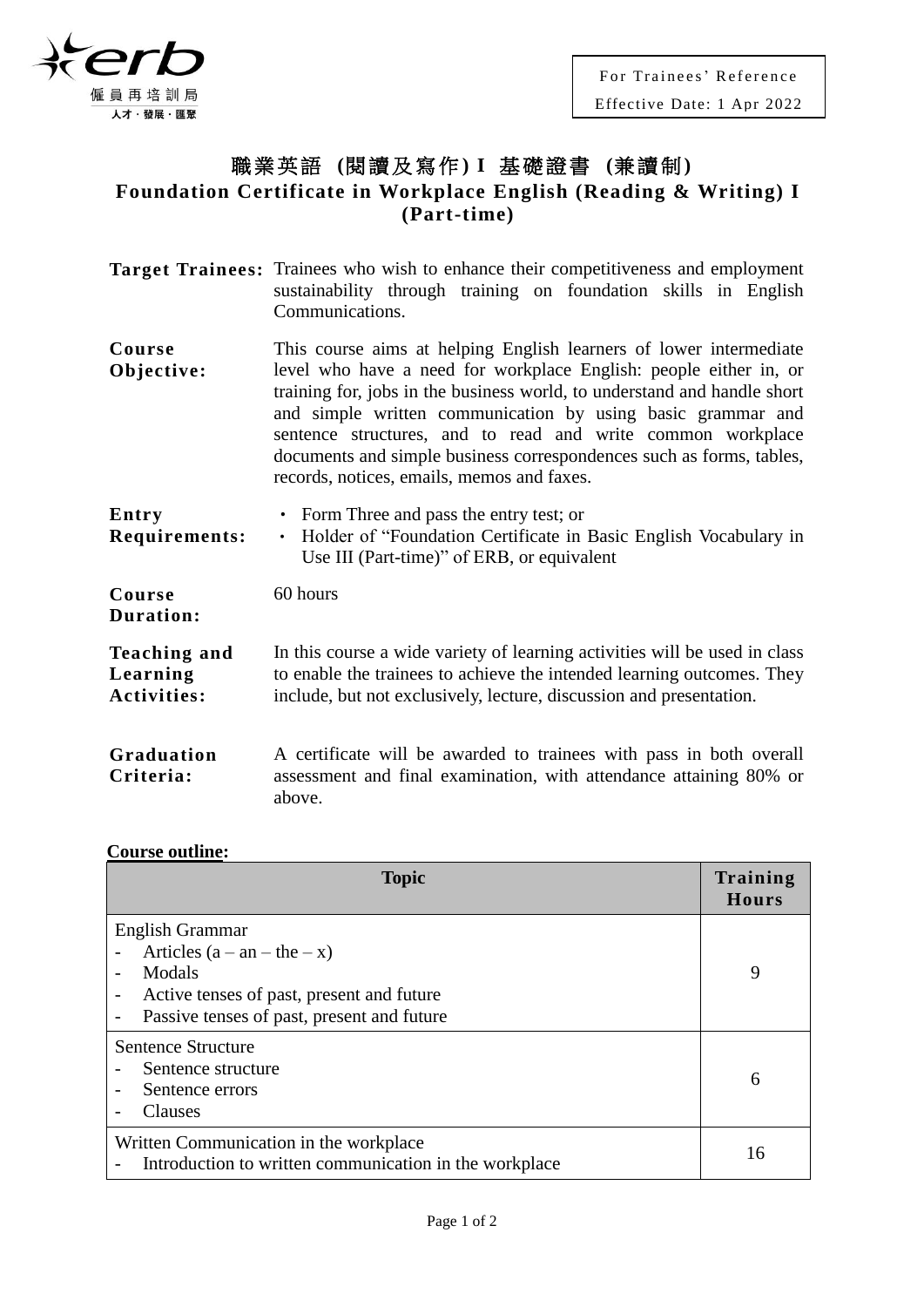For Trainees' Reference
Effective Date: 1 Apr 2022

# 職業英語 (閱讀及寫作) I 基礎證書 (兼讀制)
# Foundation Certificate in Workplace English (Reading & Writing) I (Part-time)

**Target Trainees:** Trainees who wish to enhance their competitiveness and employment sustainability through training on foundation skills in English Communications.

**Course Objective:** This course aims at helping English learners of lower intermediate level who have a need for workplace English: people either in, or training for, jobs in the business world, to understand and handle short and simple written communication by using basic grammar and sentence structures, and to read and write common workplace documents and simple business correspondences such as forms, tables, records, notices, emails, memos and faxes.

**Entry Requirements:**
- Form Three and pass the entry test; or
- Holder of "Foundation Certificate in Basic English Vocabulary in Use III (Part-time)" of ERB, or equivalent

**Course Duration:** 60 hours

**Teaching and Learning Activities:** In this course a wide variety of learning activities will be used in class to enable the trainees to achieve the intended learning outcomes. They include, but not exclusively, lecture, discussion and presentation.

**Graduation Criteria:** A certificate will be awarded to trainees with pass in both overall assessment and final examination, with attendance attaining 80% or above.

**Course outline:**

| Topic | Training Hours |
|---|---|
| English Grammar<br>- Articles (a – an – the – x)<br>- Modals<br>- Active tenses of past, present and future<br>- Passive tenses of past, present and future | 9 |
| Sentence Structure<br>- Sentence structure<br>- Sentence errors<br>- Clauses | 6 |
| Written Communication in the workplace<br>- Introduction to written communication in the workplace | 16 |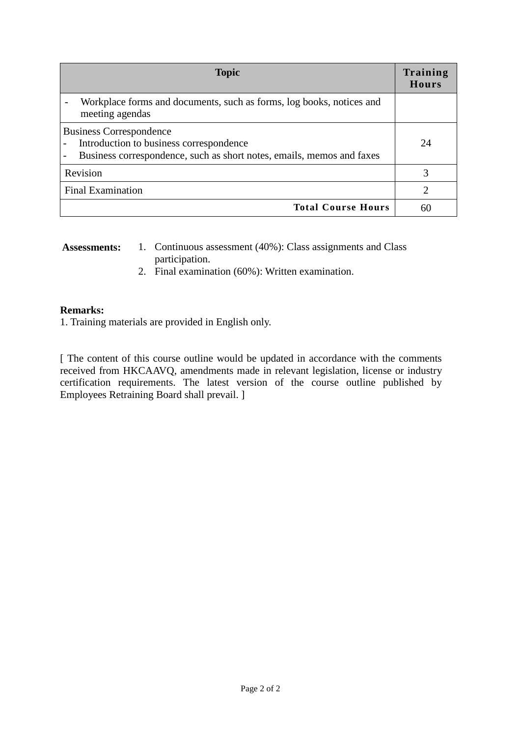| Topic | Training Hours |
|---|---|
| - Workplace forms and documents, such as forms, log books, notices and meeting agendas | |
| Business Correspondence<br>- Introduction to business correspondence<br>- Business correspondence, such as short notes, emails, memos and faxes | 24 |
| Revision | 3 |
| Final Examination | 2 |
| **Total Course Hours** | 60 |

**Assessments:**

1. Continuous assessment (40%): Class assignments and Class participation.
2. Final examination (60%): Written examination.

**Remarks:**

1. Training materials are provided in English only.

[ The content of this course outline would be updated in accordance with the comments received from HKCAAVQ, amendments made in relevant legislation, license or industry certification requirements. The latest version of the course outline published by Employees Retraining Board shall prevail. ]